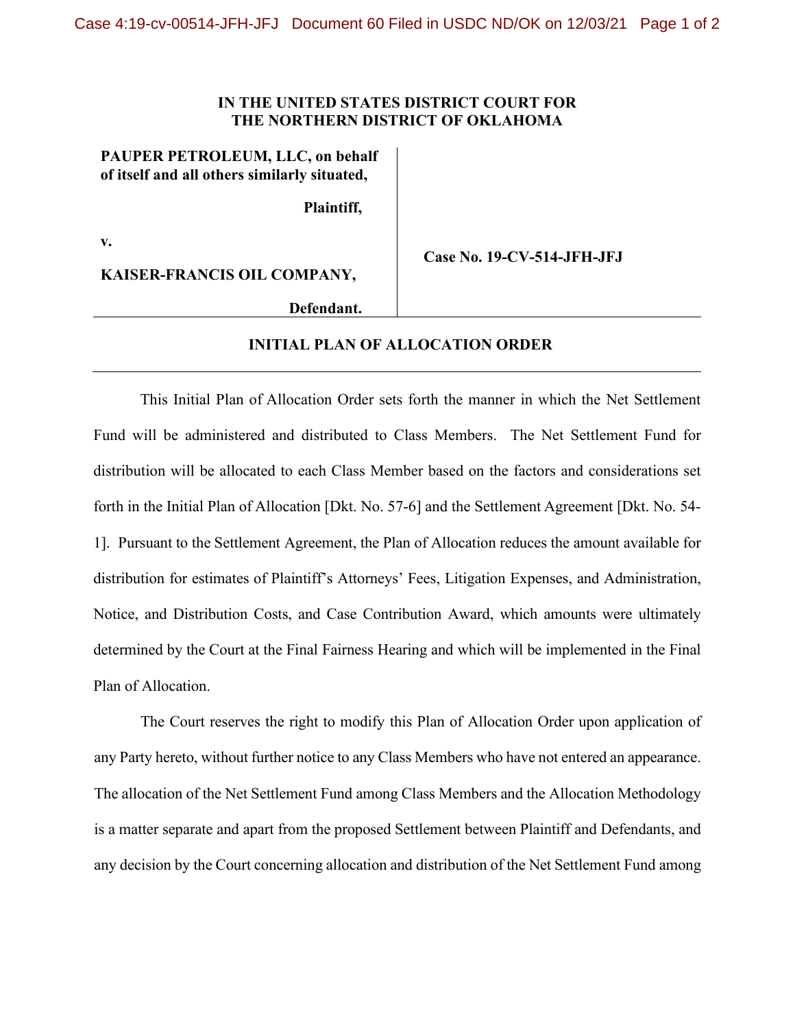**IN THE UNITED STATES DISTRICT COURT FOR THE NORTHERN DISTRICT OF OKLAHOMA**

| | |
|---|---|
| **PAUPER PETROLEUM, LLC, on behalf of itself and all others similarly situated,** | |
| **Plaintiff,** | |
| **v.** | **Case No. 19-CV-514-JFH-JFJ** |
| **KAISER-FRANCIS OIL COMPANY,** | |
| **Defendant.** | |

## INITIAL PLAN OF ALLOCATION ORDER

This Initial Plan of Allocation Order sets forth the manner in which the Net Settlement Fund will be administered and distributed to Class Members. The Net Settlement Fund for distribution will be allocated to each Class Member based on the factors and considerations set forth in the Initial Plan of Allocation [Dkt. No. 57-6] and the Settlement Agreement [Dkt. No. 54-1]. Pursuant to the Settlement Agreement, the Plan of Allocation reduces the amount available for distribution for estimates of Plaintiff's Attorneys' Fees, Litigation Expenses, and Administration, Notice, and Distribution Costs, and Case Contribution Award, which amounts were ultimately determined by the Court at the Final Fairness Hearing and which will be implemented in the Final Plan of Allocation.

The Court reserves the right to modify this Plan of Allocation Order upon application of any Party hereto, without further notice to any Class Members who have not entered an appearance. The allocation of the Net Settlement Fund among Class Members and the Allocation Methodology is a matter separate and apart from the proposed Settlement between Plaintiff and Defendants, and any decision by the Court concerning allocation and distribution of the Net Settlement Fund among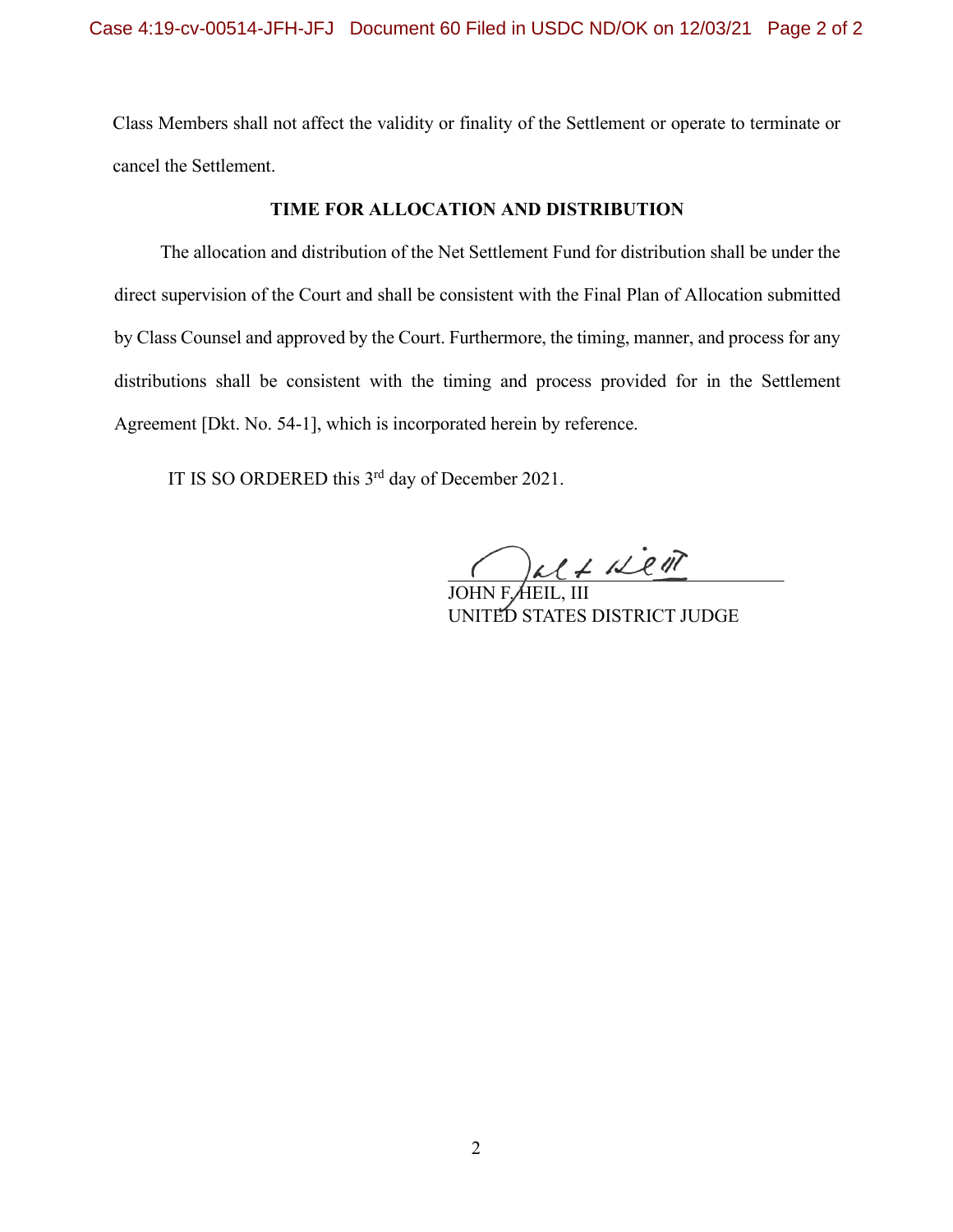Class Members shall not affect the validity or finality of the Settlement or operate to terminate or cancel the Settlement.

**TIME FOR ALLOCATION AND DISTRIBUTION**

The allocation and distribution of the Net Settlement Fund for distribution shall be under the direct supervision of the Court and shall be consistent with the Final Plan of Allocation submitted by Class Counsel and approved by the Court. Furthermore, the timing, manner, and process for any distributions shall be consistent with the timing and process provided for in the Settlement Agreement [Dkt. No. 54-1], which is incorporated herein by reference.

IT IS SO ORDERED this 3rd day of December 2021.

JOHN F. HEIL, III
UNITED STATES DISTRICT JUDGE